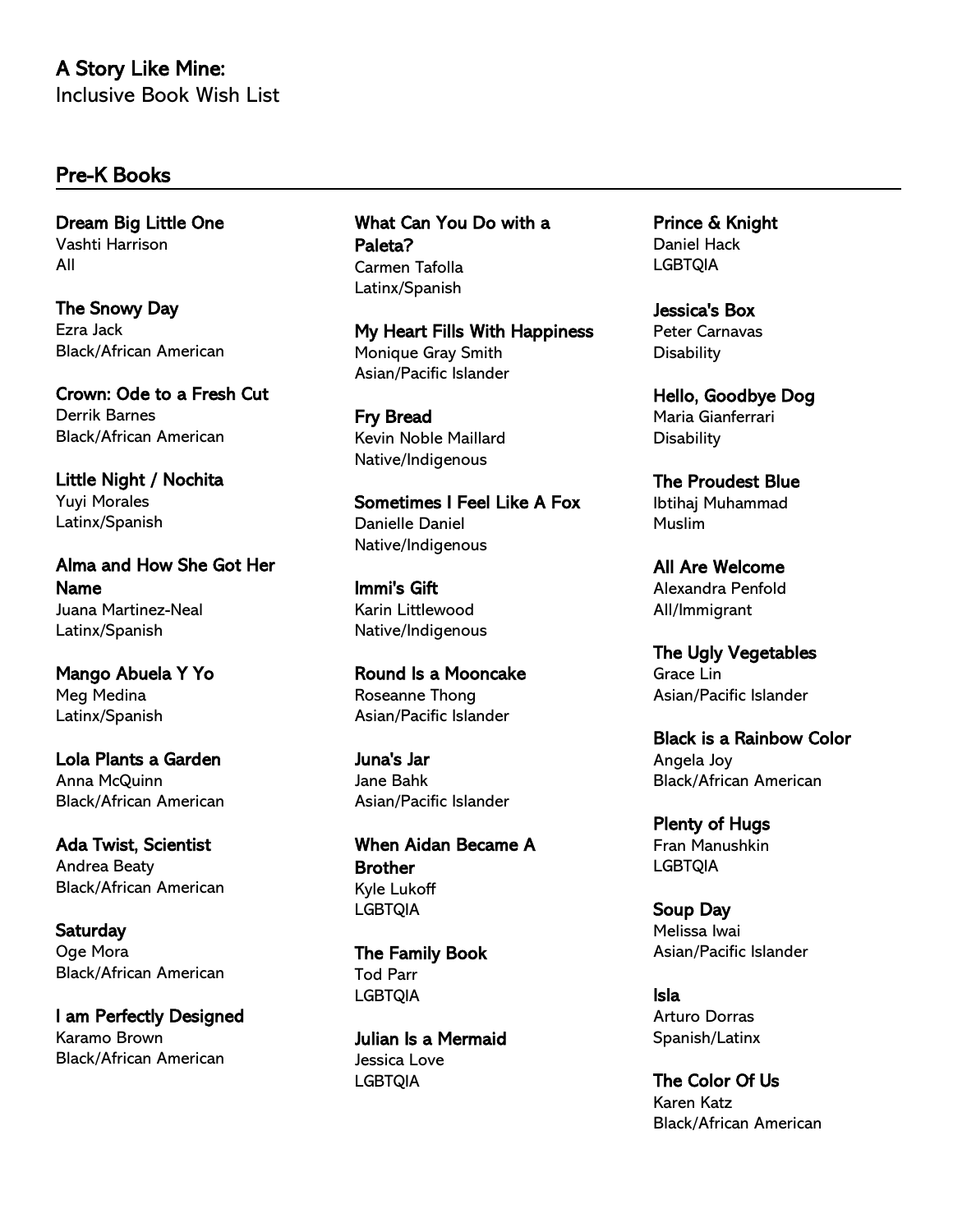# A Story Like Mine:

Inclusive Book Wish List

## Pre-K Books

**Dream Big Little One**
Vashti Harrison
All

**The Snowy Day**
Ezra Jack
Black/African American

**Crown: Ode to a Fresh Cut**
Derrik Barnes
Black/African American

**Little Night / Nochita**
Yuyi Morales
Latinx/Spanish

**Alma and How She Got Her Name**
Juana Martinez-Neal
Latinx/Spanish

**Mango Abuela Y Yo**
Meg Medina
Latinx/Spanish

**Lola Plants a Garden**
Anna McQuinn
Black/African American

**Ada Twist, Scientist**
Andrea Beaty
Black/African American

**Saturday**
Oge Mora
Black/African American

**I am Perfectly Designed**
Karamo Brown
Black/African American

**What Can You Do with a Paleta?**
Carmen Tafolla
Latinx/Spanish

**My Heart Fills With Happiness**
Monique Gray Smith
Asian/Pacific Islander

**Fry Bread**
Kevin Noble Maillard
Native/Indigenous

**Sometimes I Feel Like A Fox**
Danielle Daniel
Native/Indigenous

**Immi's Gift**
Karin Littlewood
Native/Indigenous

**Round Is a Mooncake**
Roseanne Thong
Asian/Pacific Islander

**Juna's Jar**
Jane Bahk
Asian/Pacific Islander

**When Aidan Became A Brother**
Kyle Lukoff
LGBTQIA

**The Family Book**
Tod Parr
LGBTQIA

**Julian Is a Mermaid**
Jessica Love
LGBTQIA

**Prince & Knight**
Daniel Hack
LGBTQIA

**Jessica's Box**
Peter Carnavas
Disability

**Hello, Goodbye Dog**
Maria Gianferrari
Disability

**The Proudest Blue**
Ibtihaj Muhammad
Muslim

**All Are Welcome**
Alexandra Penfold
All/Immigrant

**The Ugly Vegetables**
Grace Lin
Asian/Pacific Islander

**Black is a Rainbow Color**
Angela Joy
Black/African American

**Plenty of Hugs**
Fran Manushkin
LGBTQIA

**Soup Day**
Melissa Iwai
Asian/Pacific Islander

**Isla**
Arturo Dorras
Spanish/Latinx

**The Color Of Us**
Karen Katz
Black/African American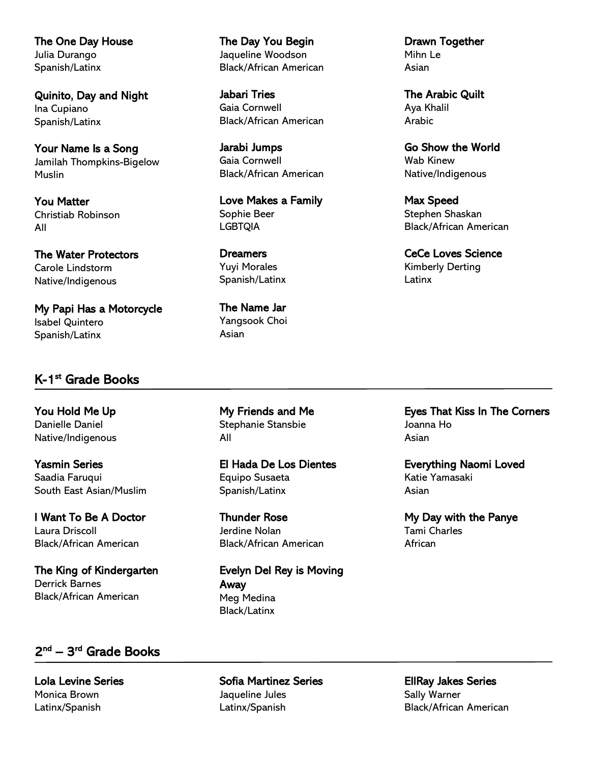**The One Day House**
Julia Durango
Spanish/Latinx

**Quinito, Day and Night**
Ina Cupiano
Spanish/Latinx

**Your Name Is a Song**
Jamilah Thompkins-Bigelow
Muslin

**You Matter**
Christiab Robinson
All

**The Water Protectors**
Carole Lindstorm
Native/Indigenous

**My Papi Has a Motorcycle**
Isabel Quintero
Spanish/Latinx

**The Day You Begin**
Jaqueline Woodson
Black/African American

**Jabari Tries**
Gaia Cornwell
Black/African American

**Jarabi Jumps**
Gaia Cornwell
Black/African American

**Love Makes a Family**
Sophie Beer
LGBTQIA

**Dreamers**
Yuyi Morales
Spanish/Latinx

**The Name Jar**
Yangsook Choi
Asian

**Drawn Together**
Mihn Le
Asian

**The Arabic Quilt**
Aya Khalil
Arabic

**Go Show the World**
Wab Kinew
Native/Indigenous

**Max Speed**
Stephen Shaskan
Black/African American

**CeCe Loves Science**
Kimberly Derting
Latinx

## K-1st Grade Books

**You Hold Me Up**
Danielle Daniel
Native/Indigenous

**Yasmin Series**
Saadia Faruqui
South East Asian/Muslim

**I Want To Be A Doctor**
Laura Driscoll
Black/African American

**The King of Kindergarten**
Derrick Barnes
Black/African American

**My Friends and Me**
Stephanie Stansbie
All

**El Hada De Los Dientes**
Equipo Susaeta
Spanish/Latinx

**Thunder Rose**
Jerdine Nolan
Black/African American

**Evelyn Del Rey is Moving Away**
Meg Medina
Black/Latinx

**Eyes That Kiss In The Corners**
Joanna Ho
Asian

**Everything Naomi Loved**
Katie Yamasaki
Asian

**My Day with the Panye**
Tami Charles
African

## 2nd – 3rd Grade Books

**Lola Levine Series**
Monica Brown
Latinx/Spanish

**Sofia Martinez Series**
Jaqueline Jules
Latinx/Spanish

**EllRay Jakes Series**
Sally Warner
Black/African American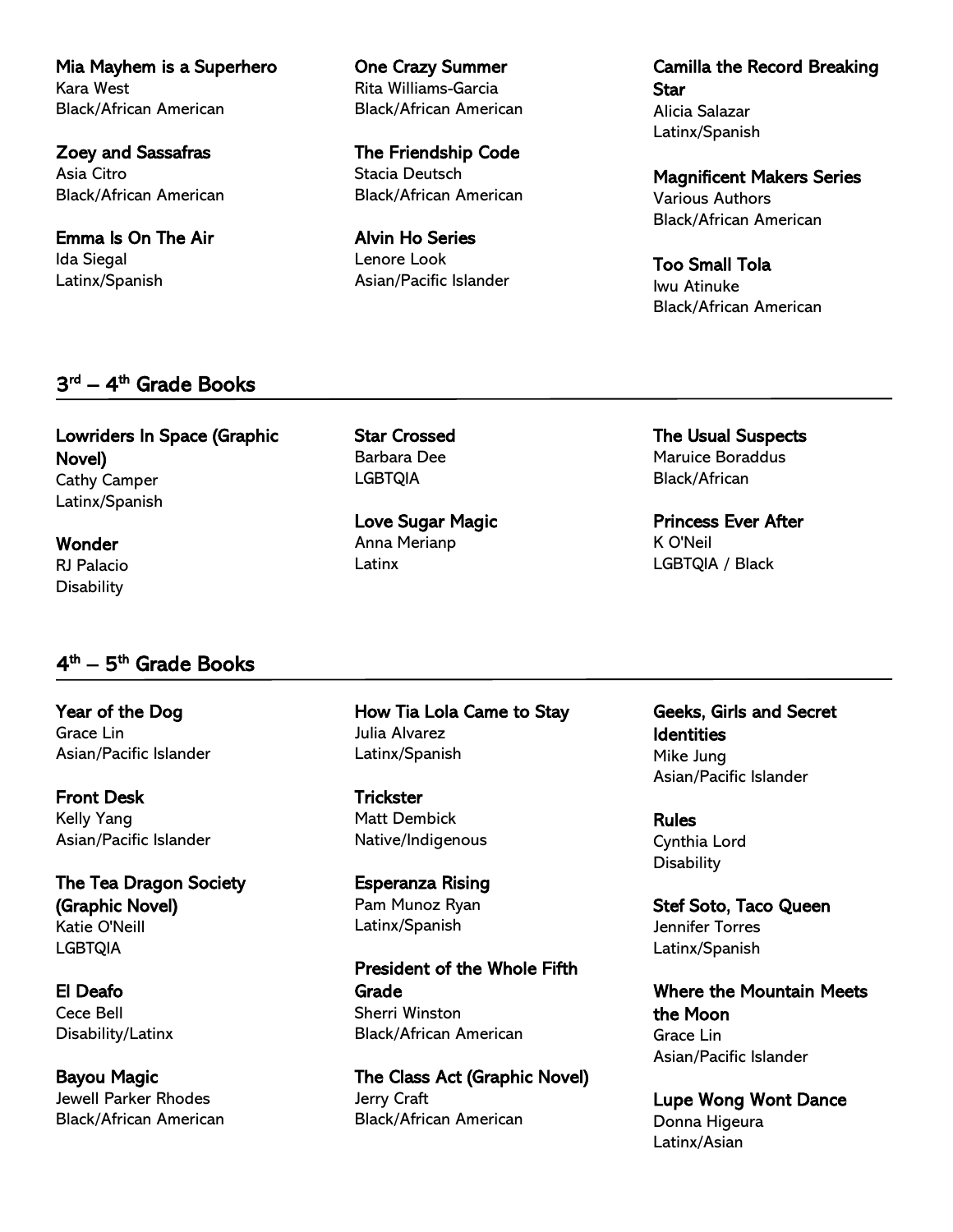**Mia Mayhem is a Superhero**
Kara West
Black/African American

**Zoey and Sassafras**
Asia Citro
Black/African American

**Emma Is On The Air**
Ida Siegal
Latinx/Spanish

**One Crazy Summer**
Rita Williams-Garcia
Black/African American

**The Friendship Code**
Stacia Deutsch
Black/African American

**Alvin Ho Series**
Lenore Look
Asian/Pacific Islander

**Camilla the Record Breaking Star**
Alicia Salazar
Latinx/Spanish

**Magnificent Makers Series**
Various Authors
Black/African American

**Too Small Tola**
Iwu Atinuke
Black/African American

## 3rd – 4th Grade Books

**Lowriders In Space (Graphic Novel)**
Cathy Camper
Latinx/Spanish

**Wonder**
RJ Palacio
Disability

**Star Crossed**
Barbara Dee
LGBTQIA

**Love Sugar Magic**
Anna Merianp
Latinx

**The Usual Suspects**
Maruice Boraddus
Black/African

**Princess Ever After**
K O'Neil
LGBTQIA / Black

## 4th – 5th Grade Books

**Year of the Dog**
Grace Lin
Asian/Pacific Islander

**Front Desk**
Kelly Yang
Asian/Pacific Islander

**The Tea Dragon Society (Graphic Novel)**
Katie O'Neill
LGBTQIA

**El Deafo**
Cece Bell
Disability/Latinx

**Bayou Magic**
Jewell Parker Rhodes
Black/African American

**How Tia Lola Came to Stay**
Julia Alvarez
Latinx/Spanish

**Trickster**
Matt Dembick
Native/Indigenous

**Esperanza Rising**
Pam Munoz Ryan
Latinx/Spanish

**President of the Whole Fifth Grade**
Sherri Winston
Black/African American

**The Class Act (Graphic Novel)**
Jerry Craft
Black/African American

**Geeks, Girls and Secret Identities**
Mike Jung
Asian/Pacific Islander

**Rules**
Cynthia Lord
Disability

**Stef Soto, Taco Queen**
Jennifer Torres
Latinx/Spanish

**Where the Mountain Meets the Moon**
Grace Lin
Asian/Pacific Islander

**Lupe Wong Wont Dance**
Donna Higeura
Latinx/Asian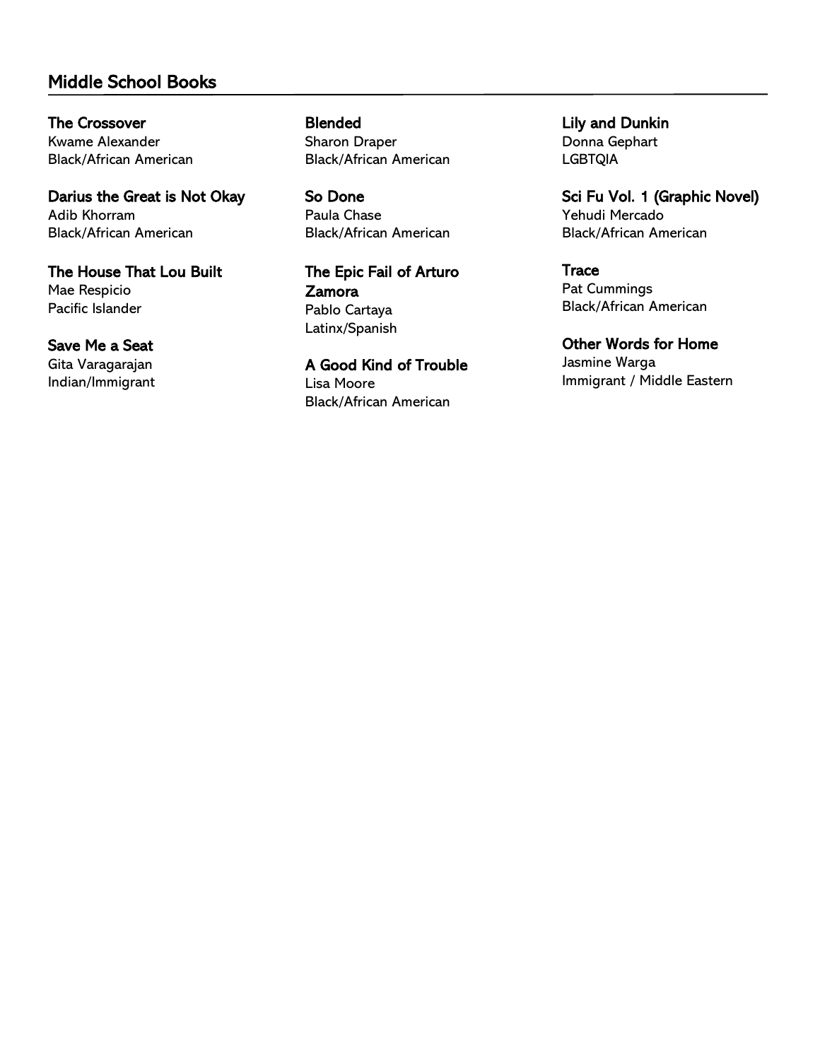## Middle School Books

**The Crossover**
Kwame Alexander
Black/African American

**Darius the Great is Not Okay**
Adib Khorram
Black/African American

**The House That Lou Built**
Mae Respicio
Pacific Islander

**Save Me a Seat**
Gita Varagarajan
Indian/Immigrant

**Blended**
Sharon Draper
Black/African American

**So Done**
Paula Chase
Black/African American

**The Epic Fail of Arturo Zamora**
Pablo Cartaya
Latinx/Spanish

**A Good Kind of Trouble**
Lisa Moore
Black/African American

**Lily and Dunkin**
Donna Gephart
LGBTQIA

**Sci Fu Vol. 1 (Graphic Novel)**
Yehudi Mercado
Black/African American

**Trace**
Pat Cummings
Black/African American

**Other Words for Home**
Jasmine Warga
Immigrant / Middle Eastern